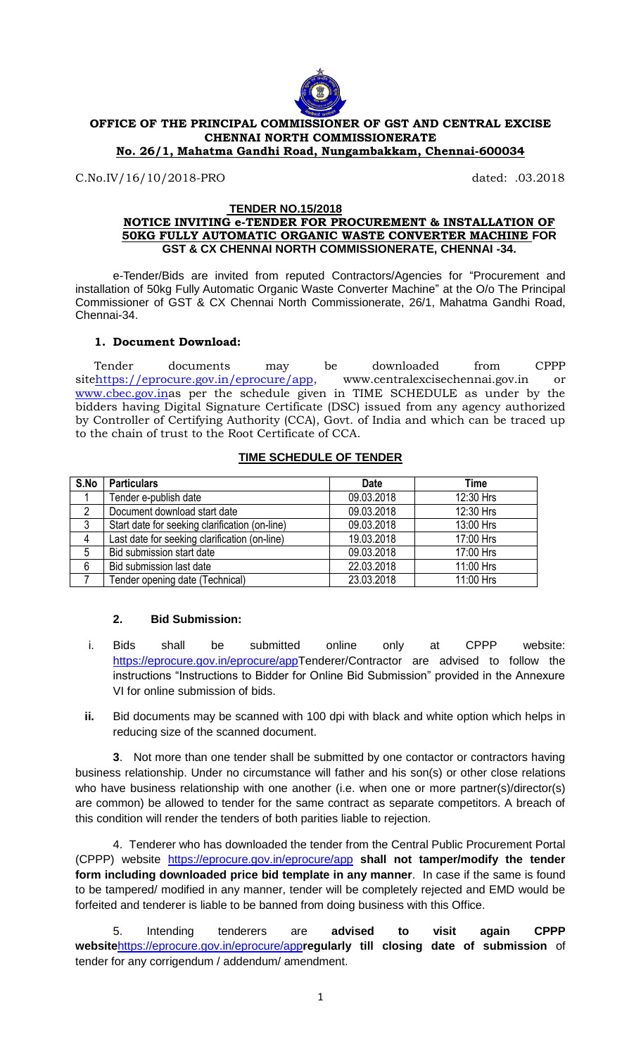**OFFICE OF THE PRINCIPAL COMMISSIONER OF GST AND CENTRAL EXCISE**
**CHENNAI NORTH COMMISSIONERATE**
**No. 26/1, Mahatma Gandhi Road, Nungambakkam, Chennai-600034**

C.No.IV/16/10/2018-PRO dated: .03.2018

**TENDER NO.15/2018**

**NOTICE INVITING e-TENDER FOR PROCUREMENT & INSTALLATION OF 50KG FULLY AUTOMATIC ORGANIC WASTE CONVERTER MACHINE FOR GST & CX CHENNAI NORTH COMMISSIONERATE, CHENNAI -34.**

e-Tender/Bids are invited from reputed Contractors/Agencies for "Procurement and installation of 50kg Fully Automatic Organic Waste Converter Machine" at the O/o The Principal Commissioner of GST & CX Chennai North Commissionerate, 26/1, Mahatma Gandhi Road, Chennai-34.

## 1. Document Download:

Tender documents may be downloaded from CPPP sitehttps://eprocure.gov.in/eprocure/app, www.centralexcisechennai.gov.in or www.cbec.gov.inas per the schedule given in TIME SCHEDULE as under by the bidders having Digital Signature Certificate (DSC) issued from any agency authorized by Controller of Certifying Authority (CCA), Govt. of India and which can be traced up to the chain of trust to the Root Certificate of CCA.

**TIME SCHEDULE OF TENDER**

| S.No | Particulars | Date | Time |
|---|---|---|---|
| 1 | Tender e-publish date | 09.03.2018 | 12:30 Hrs |
| 2 | Document download start date | 09.03.2018 | 12:30 Hrs |
| 3 | Start date for seeking clarification (on-line) | 09.03.2018 | 13:00 Hrs |
| 4 | Last date for seeking clarification (on-line) | 19.03.2018 | 17:00 Hrs |
| 5 | Bid submission start date | 09.03.2018 | 17:00 Hrs |
| 6 | Bid submission last date | 22.03.2018 | 11:00 Hrs |
| 7 | Tender opening date (Technical) | 23.03.2018 | 11:00 Hrs |

## 2. Bid Submission:

i. Bids shall be submitted online only at CPPP website: https://eprocure.gov.in/eprocure/appTenderer/Contractor are advised to follow the instructions "Instructions to Bidder for Online Bid Submission" provided in the Annexure VI for online submission of bids.

**ii.** Bid documents may be scanned with 100 dpi with black and white option which helps in reducing size of the scanned document.

**3**. Not more than one tender shall be submitted by one contactor or contractors having business relationship. Under no circumstance will father and his son(s) or other close relations who have business relationship with one another (i.e. when one or more partner(s)/director(s) are common) be allowed to tender for the same contract as separate competitors. A breach of this condition will render the tenders of both parities liable to rejection.

4. Tenderer who has downloaded the tender from the Central Public Procurement Portal (CPPP) website https://eprocure.gov.in/eprocure/app **shall not tamper/modify the tender form including downloaded price bid template in any manner**. In case if the same is found to be tampered/ modified in any manner, tender will be completely rejected and EMD would be forfeited and tenderer is liable to be banned from doing business with this Office.

5. Intending tenderers are **advised to visit again CPPP website**https://eprocure.gov.in/eprocure/app**regularly till closing date of submission** of tender for any corrigendum / addendum/ amendment.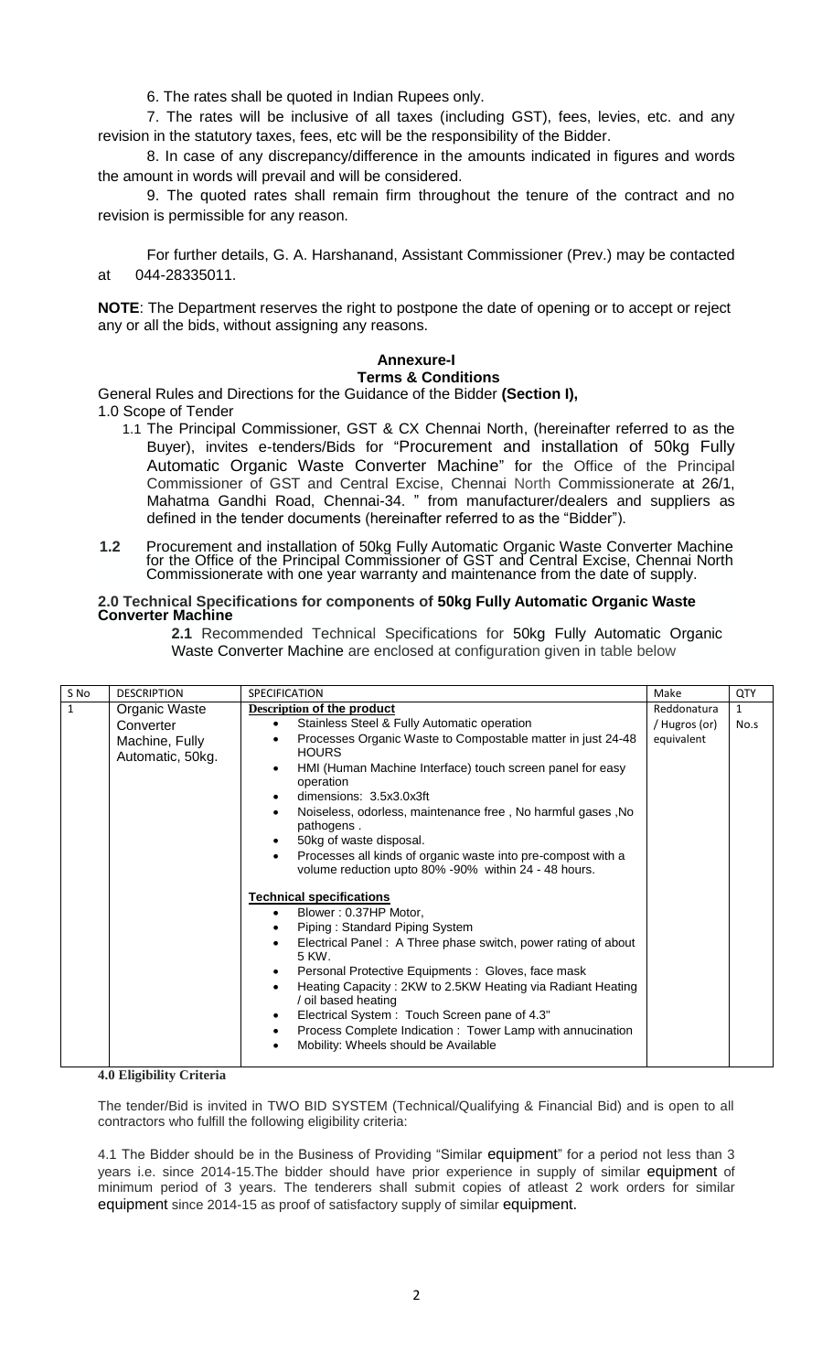6. The rates shall be quoted in Indian Rupees only.

7. The rates will be inclusive of all taxes (including GST), fees, levies, etc. and any revision in the statutory taxes, fees, etc will be the responsibility of the Bidder.

8. In case of any discrepancy/difference in the amounts indicated in figures and words the amount in words will prevail and will be considered.

9. The quoted rates shall remain firm throughout the tenure of the contract and no revision is permissible for any reason.

For further details, G. A. Harshanand, Assistant Commissioner (Prev.) may be contacted at 044-28335011.

**NOTE**: The Department reserves the right to postpone the date of opening or to accept or reject any or all the bids, without assigning any reasons.

## Annexure-I
## Terms & Conditions

General Rules and Directions for the Guidance of the Bidder **(Section I),**

1.0 Scope of Tender

1.1 The Principal Commissioner, GST & CX Chennai North, (hereinafter referred to as the Buyer), invites e-tenders/Bids for "Procurement and installation of 50kg Fully Automatic Organic Waste Converter Machine" for the Office of the Principal Commissioner of GST and Central Excise, Chennai North Commissionerate at 26/1, Mahatma Gandhi Road, Chennai-34. " from manufacturer/dealers and suppliers as defined in the tender documents (hereinafter referred to as the "Bidder").

**1.2** Procurement and installation of 50kg Fully Automatic Organic Waste Converter Machine for the Office of the Principal Commissioner of GST and Central Excise, Chennai North Commissionerate with one year warranty and maintenance from the date of supply.

**2.0 Technical Specifications for components of 50kg Fully Automatic Organic Waste Converter Machine**

**2.1** Recommended Technical Specifications for 50kg Fully Automatic Organic Waste Converter Machine are enclosed at configuration given in table below

| S No | DESCRIPTION | SPECIFICATION | Make | QTY |
|---|---|---|---|---|
| 1 | Organic Waste Converter Machine, Fully Automatic, 50kg. | **Description of the product**<br>• Stainless Steel & Fully Automatic operation<br>• Processes Organic Waste to Compostable matter in just 24-48 HOURS<br>• HMI (Human Machine Interface) touch screen panel for easy operation<br>• dimensions: 3.5x3.0x3ft<br>• Noiseless, odorless, maintenance free , No harmful gases ,No pathogens .<br>• 50kg of waste disposal.<br>• Processes all kinds of organic waste into pre-compost with a volume reduction upto 80% -90% within 24 - 48 hours.<br><br>**Technical specifications**<br>• Blower : 0.37HP Motor,<br>• Piping : Standard Piping System<br>• Electrical Panel : A Three phase switch, power rating of about 5 KW.<br>• Personal Protective Equipments : Gloves, face mask<br>• Heating Capacity : 2KW to 2.5KW Heating via Radiant Heating / oil based heating<br>• Electrical System : Touch Screen pane of 4.3"<br>• Process Complete Indication : Tower Lamp with annucination<br>• Mobility: Wheels should be Available | Reddonatura / Hugros (or) equivalent | 1 No.s |

**4.0 Eligibility Criteria**

The tender/Bid is invited in TWO BID SYSTEM (Technical/Qualifying & Financial Bid) and is open to all contractors who fulfill the following eligibility criteria:

4.1 The Bidder should be in the Business of Providing "Similar equipment" for a period not less than 3 years i.e. since 2014-15.The bidder should have prior experience in supply of similar equipment of minimum period of 3 years. The tenderers shall submit copies of atleast 2 work orders for similar equipment since 2014-15 as proof of satisfactory supply of similar equipment.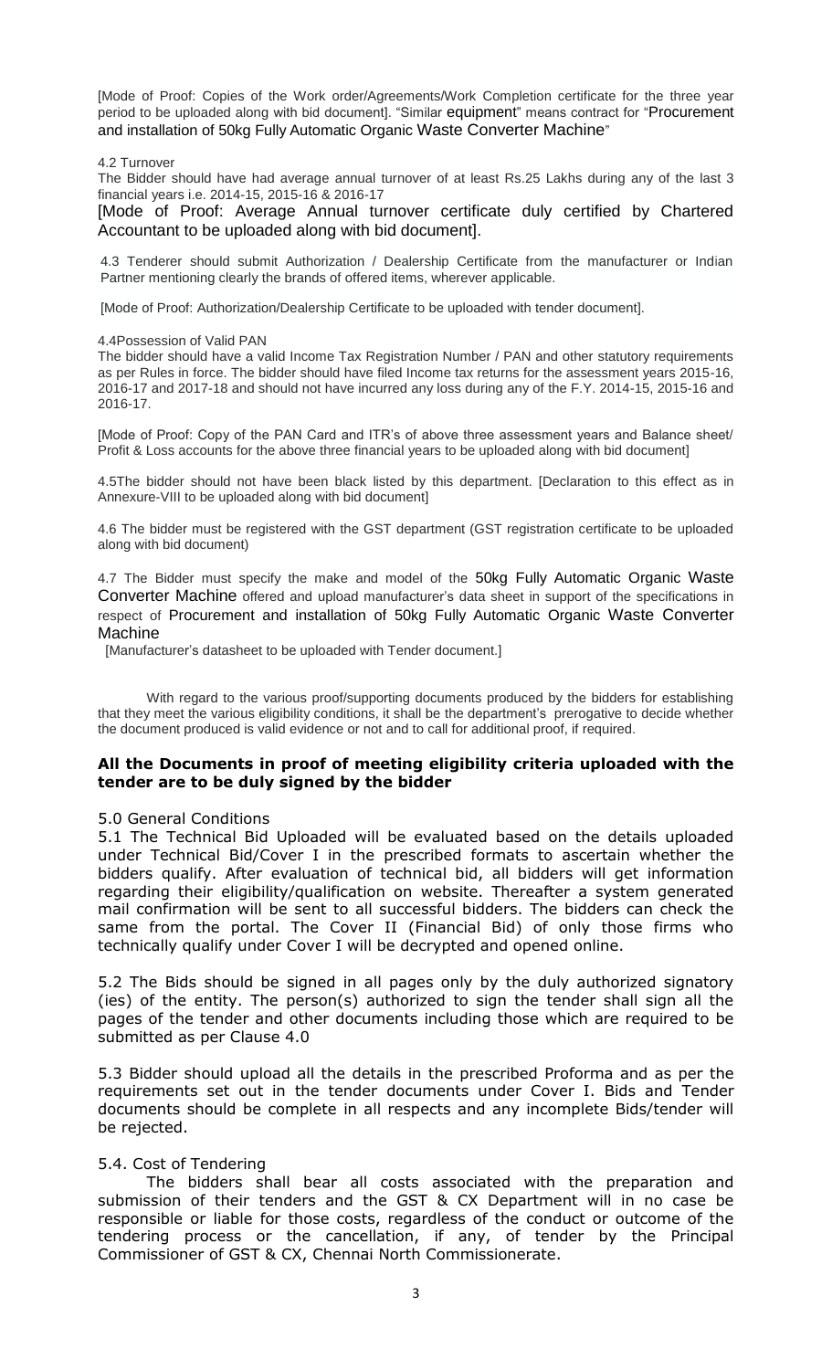[Mode of Proof: Copies of the Work order/Agreements/Work Completion certificate for the three year period to be uploaded along with bid document]. "Similar equipment" means contract for "Procurement and installation of 50kg Fully Automatic Organic Waste Converter Machine"

4.2 Turnover

The Bidder should have had average annual turnover of at least Rs.25 Lakhs during any of the last 3 financial years i.e. 2014-15, 2015-16 & 2016-17

[Mode of Proof: Average Annual turnover certificate duly certified by Chartered Accountant to be uploaded along with bid document].

4.3 Tenderer should submit Authorization / Dealership Certificate from the manufacturer or Indian Partner mentioning clearly the brands of offered items, wherever applicable.

[Mode of Proof: Authorization/Dealership Certificate to be uploaded with tender document].

4.4Possession of Valid PAN

The bidder should have a valid Income Tax Registration Number / PAN and other statutory requirements as per Rules in force. The bidder should have filed Income tax returns for the assessment years 2015-16, 2016-17 and 2017-18 and should not have incurred any loss during any of the F.Y. 2014-15, 2015-16 and 2016-17.

[Mode of Proof: Copy of the PAN Card and ITR's of above three assessment years and Balance sheet/ Profit & Loss accounts for the above three financial years to be uploaded along with bid document]

4.5The bidder should not have been black listed by this department. [Declaration to this effect as in Annexure-VIII to be uploaded along with bid document]

4.6 The bidder must be registered with the GST department (GST registration certificate to be uploaded along with bid document)

4.7 The Bidder must specify the make and model of the 50kg Fully Automatic Organic Waste Converter Machine offered and upload manufacturer's data sheet in support of the specifications in respect of Procurement and installation of 50kg Fully Automatic Organic Waste Converter Machine

[Manufacturer's datasheet to be uploaded with Tender document.]

With regard to the various proof/supporting documents produced by the bidders for establishing that they meet the various eligibility conditions, it shall be the department's prerogative to decide whether the document produced is valid evidence or not and to call for additional proof, if required.

**All the Documents in proof of meeting eligibility criteria uploaded with the tender are to be duly signed by the bidder**

5.0 General Conditions

5.1 The Technical Bid Uploaded will be evaluated based on the details uploaded under Technical Bid/Cover I in the prescribed formats to ascertain whether the bidders qualify. After evaluation of technical bid, all bidders will get information regarding their eligibility/qualification on website. Thereafter a system generated mail confirmation will be sent to all successful bidders. The bidders can check the same from the portal. The Cover II (Financial Bid) of only those firms who technically qualify under Cover I will be decrypted and opened online.

5.2 The Bids should be signed in all pages only by the duly authorized signatory (ies) of the entity. The person(s) authorized to sign the tender shall sign all the pages of the tender and other documents including those which are required to be submitted as per Clause 4.0

5.3 Bidder should upload all the details in the prescribed Proforma and as per the requirements set out in the tender documents under Cover I. Bids and Tender documents should be complete in all respects and any incomplete Bids/tender will be rejected.

5.4. Cost of Tendering

The bidders shall bear all costs associated with the preparation and submission of their tenders and the GST & CX Department will in no case be responsible or liable for those costs, regardless of the conduct or outcome of the tendering process or the cancellation, if any, of tender by the Principal Commissioner of GST & CX, Chennai North Commissionerate.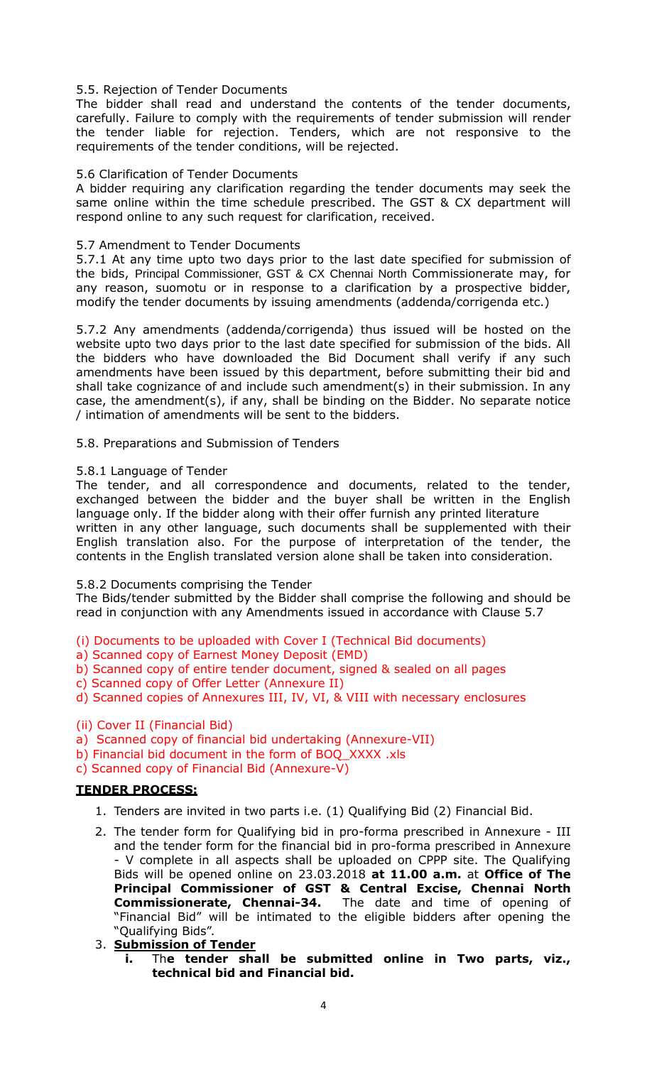5.5. Rejection of Tender Documents

The bidder shall read and understand the contents of the tender documents, carefully. Failure to comply with the requirements of tender submission will render the tender liable for rejection. Tenders, which are not responsive to the requirements of the tender conditions, will be rejected.

5.6 Clarification of Tender Documents

A bidder requiring any clarification regarding the tender documents may seek the same online within the time schedule prescribed. The GST & CX department will respond online to any such request for clarification, received.

5.7 Amendment to Tender Documents

5.7.1 At any time upto two days prior to the last date specified for submission of the bids, Principal Commissioner, GST & CX Chennai North Commissionerate may, for any reason, suomotu or in response to a clarification by a prospective bidder, modify the tender documents by issuing amendments (addenda/corrigenda etc.)

5.7.2 Any amendments (addenda/corrigenda) thus issued will be hosted on the website upto two days prior to the last date specified for submission of the bids. All the bidders who have downloaded the Bid Document shall verify if any such amendments have been issued by this department, before submitting their bid and shall take cognizance of and include such amendment(s) in their submission. In any case, the amendment(s), if any, shall be binding on the Bidder. No separate notice / intimation of amendments will be sent to the bidders.

5.8. Preparations and Submission of Tenders

5.8.1 Language of Tender

The tender, and all correspondence and documents, related to the tender, exchanged between the bidder and the buyer shall be written in the English language only. If the bidder along with their offer furnish any printed literature written in any other language, such documents shall be supplemented with their English translation also. For the purpose of interpretation of the tender, the contents in the English translated version alone shall be taken into consideration.

5.8.2 Documents comprising the Tender

The Bids/tender submitted by the Bidder shall comprise the following and should be read in conjunction with any Amendments issued in accordance with Clause 5.7

(i) Documents to be uploaded with Cover I (Technical Bid documents)
a) Scanned copy of Earnest Money Deposit (EMD)
b) Scanned copy of entire tender document, signed & sealed on all pages
c) Scanned copy of Offer Letter (Annexure II)
d) Scanned copies of Annexures III, IV, VI, & VIII with necessary enclosures

(ii) Cover II (Financial Bid)
a) Scanned copy of financial bid undertaking (Annexure-VII)
b) Financial bid document in the form of BOQ_XXXX .xls
c) Scanned copy of Financial Bid (Annexure-V)

**TENDER PROCESS:**

1. Tenders are invited in two parts i.e. (1) Qualifying Bid (2) Financial Bid.
2. The tender form for Qualifying bid in pro-forma prescribed in Annexure - III and the tender form for the financial bid in pro-forma prescribed in Annexure - V complete in all aspects shall be uploaded on CPPP site. The Qualifying Bids will be opened online on 23.03.2018 **at 11.00 a.m.** at **Office of The Principal Commissioner of GST & Central Excise, Chennai North Commissionerate, Chennai-34.** The date and time of opening of "Financial Bid" will be intimated to the eligible bidders after opening the "Qualifying Bids".
3. **Submission of Tender**
   i. **The tender shall be submitted online in Two parts, viz., technical bid and Financial bid.**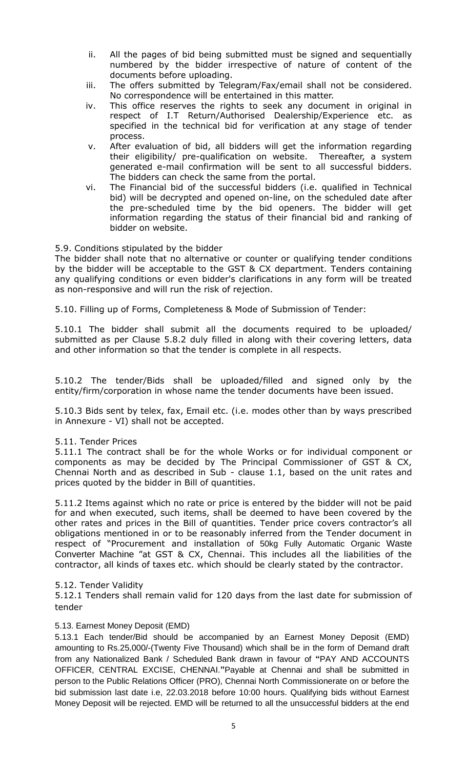ii. All the pages of bid being submitted must be signed and sequentially numbered by the bidder irrespective of nature of content of the documents before uploading.

iii. The offers submitted by Telegram/Fax/email shall not be considered. No correspondence will be entertained in this matter.

iv. This office reserves the rights to seek any document in original in respect of I.T Return/Authorised Dealership/Experience etc. as specified in the technical bid for verification at any stage of tender process.

v. After evaluation of bid, all bidders will get the information regarding their eligibility/ pre-qualification on website. Thereafter, a system generated e-mail confirmation will be sent to all successful bidders. The bidders can check the same from the portal.

vi. The Financial bid of the successful bidders (i.e. qualified in Technical bid) will be decrypted and opened on-line, on the scheduled date after the pre-scheduled time by the bid openers. The bidder will get information regarding the status of their financial bid and ranking of bidder on website.

5.9. Conditions stipulated by the bidder

The bidder shall note that no alternative or counter or qualifying tender conditions by the bidder will be acceptable to the GST & CX department. Tenders containing any qualifying conditions or even bidder's clarifications in any form will be treated as non-responsive and will run the risk of rejection.

5.10. Filling up of Forms, Completeness & Mode of Submission of Tender:

5.10.1 The bidder shall submit all the documents required to be uploaded/ submitted as per Clause 5.8.2 duly filled in along with their covering letters, data and other information so that the tender is complete in all respects.

5.10.2 The tender/Bids shall be uploaded/filled and signed only by the entity/firm/corporation in whose name the tender documents have been issued.

5.10.3 Bids sent by telex, fax, Email etc. (i.e. modes other than by ways prescribed in Annexure - VI) shall not be accepted.

5.11. Tender Prices

5.11.1 The contract shall be for the whole Works or for individual component or components as may be decided by The Principal Commissioner of GST & CX, Chennai North and as described in Sub - clause 1.1, based on the unit rates and prices quoted by the bidder in Bill of quantities.

5.11.2 Items against which no rate or price is entered by the bidder will not be paid for and when executed, such items, shall be deemed to have been covered by the other rates and prices in the Bill of quantities. Tender price covers contractor's all obligations mentioned in or to be reasonably inferred from the Tender document in respect of "Procurement and installation of 50kg Fully Automatic Organic Waste Converter Machine "at GST & CX, Chennai. This includes all the liabilities of the contractor, all kinds of taxes etc. which should be clearly stated by the contractor.

5.12. Tender Validity

5.12.1 Tenders shall remain valid for 120 days from the last date for submission of tender

5.13. Earnest Money Deposit (EMD)

5.13.1 Each tender/Bid should be accompanied by an Earnest Money Deposit (EMD) amounting to Rs.25,000/-(Twenty Five Thousand) which shall be in the form of Demand draft from any Nationalized Bank / Scheduled Bank drawn in favour of **"**PAY AND ACCOUNTS OFFICER, CENTRAL EXCISE, CHENNAI.**"**Payable at Chennai and shall be submitted in person to the Public Relations Officer (PRO), Chennai North Commissionerate on or before the bid submission last date i.e, 22.03.2018 before 10:00 hours. Qualifying bids without Earnest Money Deposit will be rejected. EMD will be returned to all the unsuccessful bidders at the end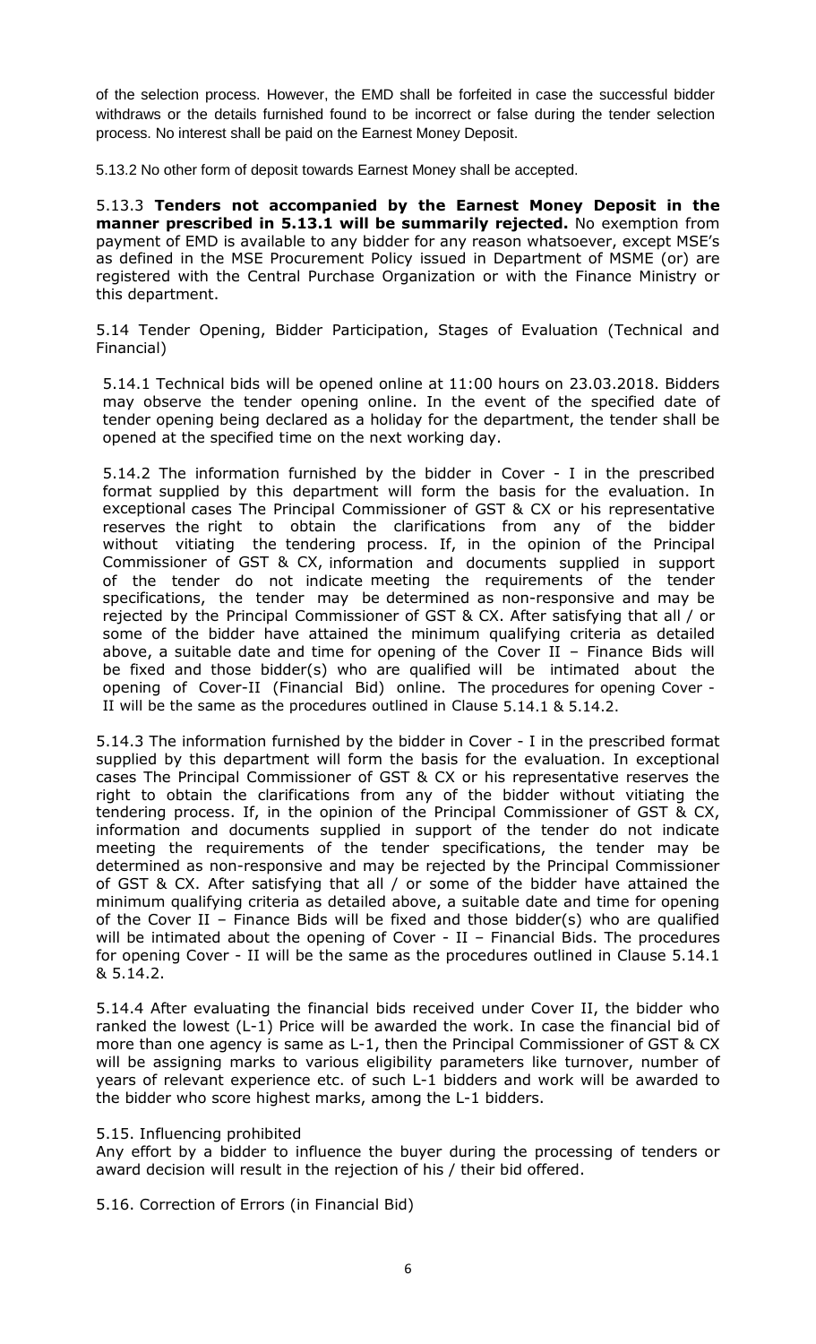of the selection process. However, the EMD shall be forfeited in case the successful bidder withdraws or the details furnished found to be incorrect or false during the tender selection process. No interest shall be paid on the Earnest Money Deposit.

5.13.2 No other form of deposit towards Earnest Money shall be accepted.

5.13.3 **Tenders not accompanied by the Earnest Money Deposit in the manner prescribed in 5.13.1 will be summarily rejected.** No exemption from payment of EMD is available to any bidder for any reason whatsoever, except MSE's as defined in the MSE Procurement Policy issued in Department of MSME (or) are registered with the Central Purchase Organization or with the Finance Ministry or this department.

5.14 Tender Opening, Bidder Participation, Stages of Evaluation (Technical and Financial)

5.14.1 Technical bids will be opened online at 11:00 hours on 23.03.2018. Bidders may observe the tender opening online. In the event of the specified date of tender opening being declared as a holiday for the department, the tender shall be opened at the specified time on the next working day.

5.14.2 The information furnished by the bidder in Cover - I in the prescribed format supplied by this department will form the basis for the evaluation. In exceptional cases The Principal Commissioner of GST & CX or his representative reserves the right to obtain the clarifications from any of the bidder without vitiating the tendering process. If, in the opinion of the Principal Commissioner of GST & CX, information and documents supplied in support of the tender do not indicate meeting the requirements of the tender specifications, the tender may be determined as non-responsive and may be rejected by the Principal Commissioner of GST & CX. After satisfying that all / or some of the bidder have attained the minimum qualifying criteria as detailed above, a suitable date and time for opening of the Cover II – Finance Bids will be fixed and those bidder(s) who are qualified will be intimated about the opening of Cover-II (Financial Bid) online. The procedures for opening Cover - II will be the same as the procedures outlined in Clause 5.14.1 & 5.14.2.

5.14.3 The information furnished by the bidder in Cover - I in the prescribed format supplied by this department will form the basis for the evaluation. In exceptional cases The Principal Commissioner of GST & CX or his representative reserves the right to obtain the clarifications from any of the bidder without vitiating the tendering process. If, in the opinion of the Principal Commissioner of GST & CX, information and documents supplied in support of the tender do not indicate meeting the requirements of the tender specifications, the tender may be determined as non-responsive and may be rejected by the Principal Commissioner of GST & CX. After satisfying that all / or some of the bidder have attained the minimum qualifying criteria as detailed above, a suitable date and time for opening of the Cover II – Finance Bids will be fixed and those bidder(s) who are qualified will be intimated about the opening of Cover - II – Financial Bids. The procedures for opening Cover - II will be the same as the procedures outlined in Clause 5.14.1 & 5.14.2.

5.14.4 After evaluating the financial bids received under Cover II, the bidder who ranked the lowest (L-1) Price will be awarded the work. In case the financial bid of more than one agency is same as L-1, then the Principal Commissioner of GST & CX will be assigning marks to various eligibility parameters like turnover, number of years of relevant experience etc. of such L-1 bidders and work will be awarded to the bidder who score highest marks, among the L-1 bidders.

5.15. Influencing prohibited
Any effort by a bidder to influence the buyer during the processing of tenders or award decision will result in the rejection of his / their bid offered.

5.16. Correction of Errors (in Financial Bid)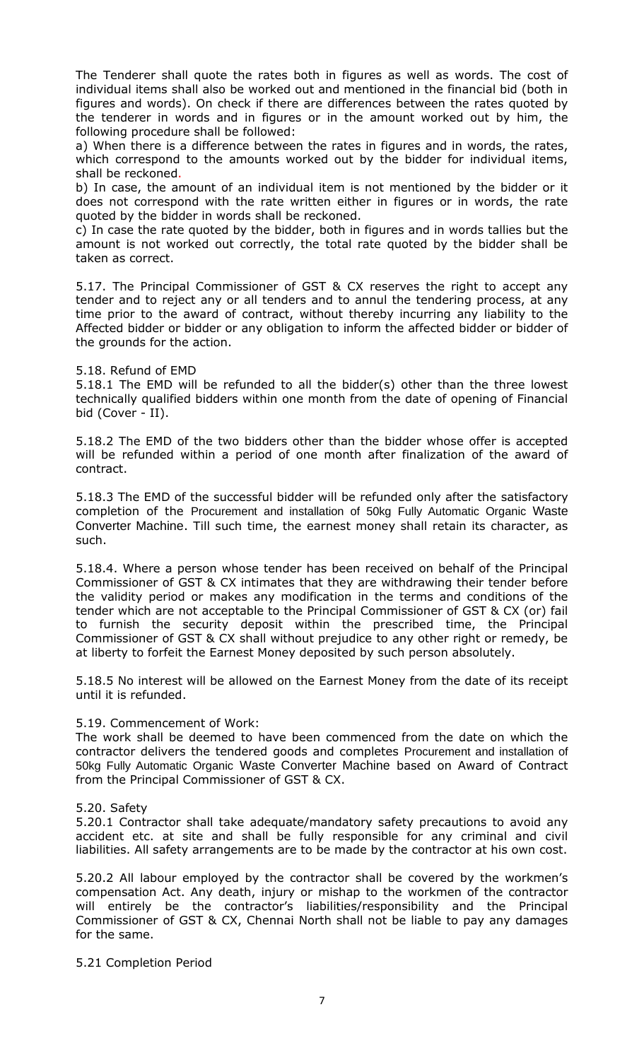The Tenderer shall quote the rates both in figures as well as words. The cost of individual items shall also be worked out and mentioned in the financial bid (both in figures and words). On check if there are differences between the rates quoted by the tenderer in words and in figures or in the amount worked out by him, the following procedure shall be followed:

a) When there is a difference between the rates in figures and in words, the rates, which correspond to the amounts worked out by the bidder for individual items, shall be reckoned.

b) In case, the amount of an individual item is not mentioned by the bidder or it does not correspond with the rate written either in figures or in words, the rate quoted by the bidder in words shall be reckoned.

c) In case the rate quoted by the bidder, both in figures and in words tallies but the amount is not worked out correctly, the total rate quoted by the bidder shall be taken as correct.

5.17. The Principal Commissioner of GST & CX reserves the right to accept any tender and to reject any or all tenders and to annul the tendering process, at any time prior to the award of contract, without thereby incurring any liability to the Affected bidder or bidder or any obligation to inform the affected bidder or bidder of the grounds for the action.

5.18. Refund of EMD

5.18.1 The EMD will be refunded to all the bidder(s) other than the three lowest technically qualified bidders within one month from the date of opening of Financial bid (Cover - II).

5.18.2 The EMD of the two bidders other than the bidder whose offer is accepted will be refunded within a period of one month after finalization of the award of contract.

5.18.3 The EMD of the successful bidder will be refunded only after the satisfactory completion of the Procurement and installation of 50kg Fully Automatic Organic Waste Converter Machine. Till such time, the earnest money shall retain its character, as such.

5.18.4. Where a person whose tender has been received on behalf of the Principal Commissioner of GST & CX intimates that they are withdrawing their tender before the validity period or makes any modification in the terms and conditions of the tender which are not acceptable to the Principal Commissioner of GST & CX (or) fail to furnish the security deposit within the prescribed time, the Principal Commissioner of GST & CX shall without prejudice to any other right or remedy, be at liberty to forfeit the Earnest Money deposited by such person absolutely.

5.18.5 No interest will be allowed on the Earnest Money from the date of its receipt until it is refunded.

5.19. Commencement of Work:

The work shall be deemed to have been commenced from the date on which the contractor delivers the tendered goods and completes Procurement and installation of 50kg Fully Automatic Organic Waste Converter Machine based on Award of Contract from the Principal Commissioner of GST & CX.

5.20. Safety

5.20.1 Contractor shall take adequate/mandatory safety precautions to avoid any accident etc. at site and shall be fully responsible for any criminal and civil liabilities. All safety arrangements are to be made by the contractor at his own cost.

5.20.2 All labour employed by the contractor shall be covered by the workmen's compensation Act. Any death, injury or mishap to the workmen of the contractor will entirely be the contractor's liabilities/responsibility and the Principal Commissioner of GST & CX, Chennai North shall not be liable to pay any damages for the same.

5.21 Completion Period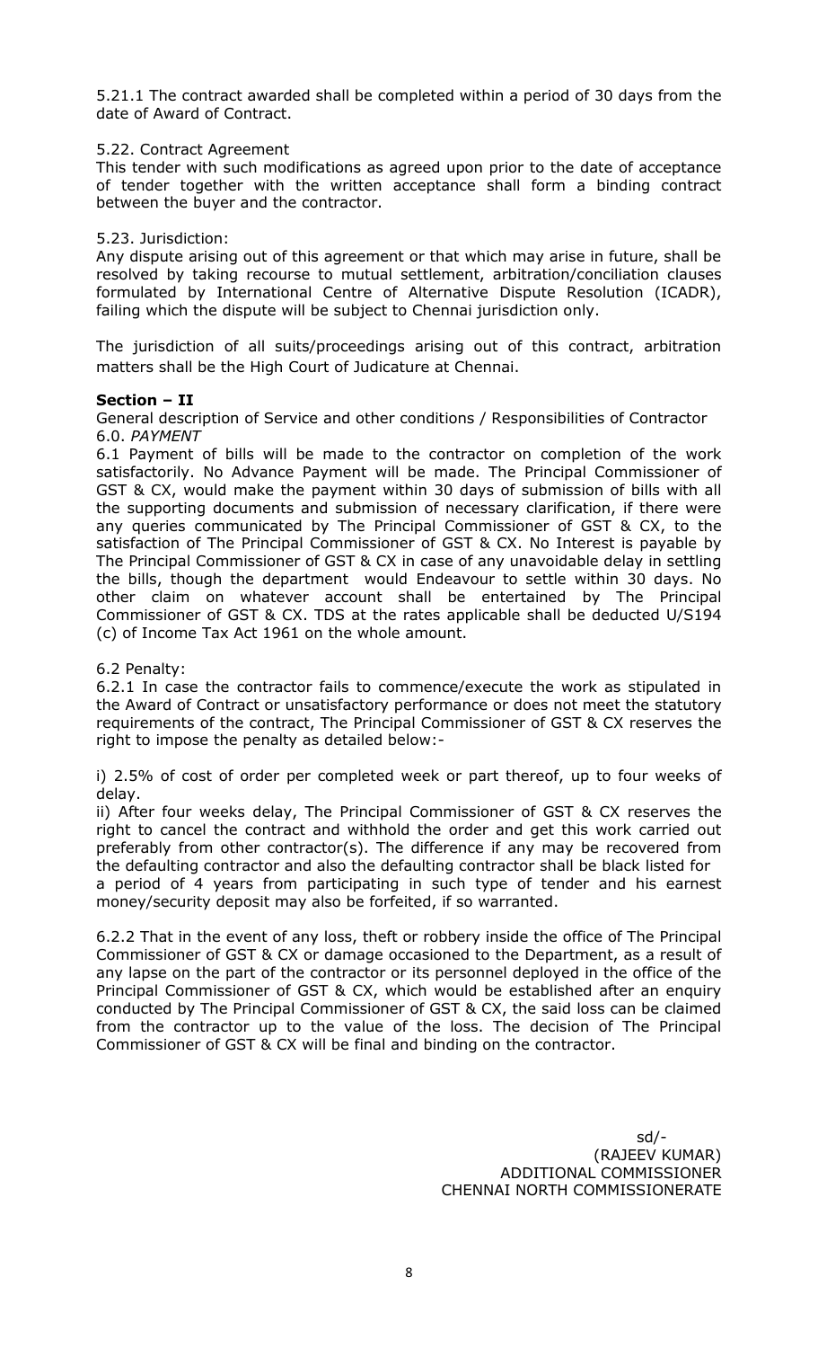5.21.1 The contract awarded shall be completed within a period of 30 days from the date of Award of Contract.

5.22. Contract Agreement

This tender with such modifications as agreed upon prior to the date of acceptance of tender together with the written acceptance shall form a binding contract between the buyer and the contractor.

5.23. Jurisdiction:

Any dispute arising out of this agreement or that which may arise in future, shall be resolved by taking recourse to mutual settlement, arbitration/conciliation clauses formulated by International Centre of Alternative Dispute Resolution (ICADR), failing which the dispute will be subject to Chennai jurisdiction only.

The jurisdiction of all suits/proceedings arising out of this contract, arbitration matters shall be the High Court of Judicature at Chennai.

**Section – II**

General description of Service and other conditions / Responsibilities of Contractor

6.0. *PAYMENT*

6.1 Payment of bills will be made to the contractor on completion of the work satisfactorily. No Advance Payment will be made. The Principal Commissioner of GST & CX, would make the payment within 30 days of submission of bills with all the supporting documents and submission of necessary clarification, if there were any queries communicated by The Principal Commissioner of GST & CX, to the satisfaction of The Principal Commissioner of GST & CX. No Interest is payable by The Principal Commissioner of GST & CX in case of any unavoidable delay in settling the bills, though the department would Endeavour to settle within 30 days. No other claim on whatever account shall be entertained by The Principal Commissioner of GST & CX. TDS at the rates applicable shall be deducted U/S194 (c) of Income Tax Act 1961 on the whole amount.

6.2 Penalty:

6.2.1 In case the contractor fails to commence/execute the work as stipulated in the Award of Contract or unsatisfactory performance or does not meet the statutory requirements of the contract, The Principal Commissioner of GST & CX reserves the right to impose the penalty as detailed below:-

i) 2.5% of cost of order per completed week or part thereof, up to four weeks of delay.

ii) After four weeks delay, The Principal Commissioner of GST & CX reserves the right to cancel the contract and withhold the order and get this work carried out preferably from other contractor(s). The difference if any may be recovered from the defaulting contractor and also the defaulting contractor shall be black listed for a period of 4 years from participating in such type of tender and his earnest money/security deposit may also be forfeited, if so warranted.

6.2.2 That in the event of any loss, theft or robbery inside the office of The Principal Commissioner of GST & CX or damage occasioned to the Department, as a result of any lapse on the part of the contractor or its personnel deployed in the office of the Principal Commissioner of GST & CX, which would be established after an enquiry conducted by The Principal Commissioner of GST & CX, the said loss can be claimed from the contractor up to the value of the loss. The decision of The Principal Commissioner of GST & CX will be final and binding on the contractor.

sd/-
(RAJEEV KUMAR)
ADDITIONAL COMMISSIONER
CHENNAI NORTH COMMISSIONERATE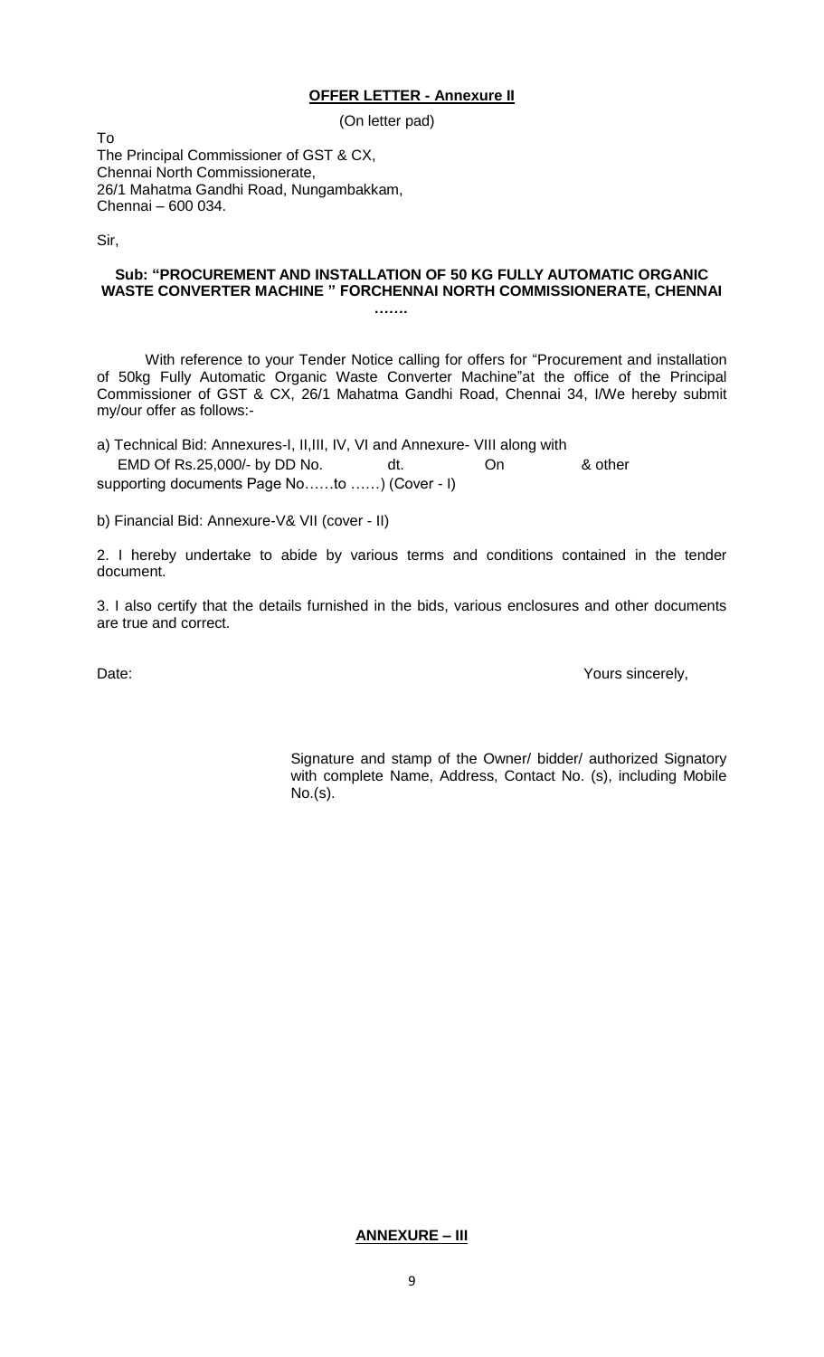**<u>OFFER LETTER - Annexure II</u>**

(On letter pad)

To
The Principal Commissioner of GST & CX,
Chennai North Commissionerate,
26/1 Mahatma Gandhi Road, Nungambakkam,
Chennai – 600 034.

Sir,

**Sub: "PROCUREMENT AND INSTALLATION OF 50 KG FULLY AUTOMATIC ORGANIC WASTE CONVERTER MACHINE " FORCHENNAI NORTH COMMISSIONERATE, CHENNAI …….**

With reference to your Tender Notice calling for offers for "Procurement and installation of 50kg Fully Automatic Organic Waste Converter Machine"at the office of the Principal Commissioner of GST & CX, 26/1 Mahatma Gandhi Road, Chennai 34, I/We hereby submit my/our offer as follows:-

a) Technical Bid: Annexures-I, II,III, IV, VI and Annexure- VIII along with EMD Of Rs.25,000/- by DD No. dt. On & other supporting documents Page No……to ……) (Cover - I)

b) Financial Bid: Annexure-V& VII (cover - II)

2. I hereby undertake to abide by various terms and conditions contained in the tender document.

3. I also certify that the details furnished in the bids, various enclosures and other documents are true and correct.

Date: Yours sincerely,

Signature and stamp of the Owner/ bidder/ authorized Signatory with complete Name, Address, Contact No. (s), including Mobile No.(s).

**<u>ANNEXURE – III</u>**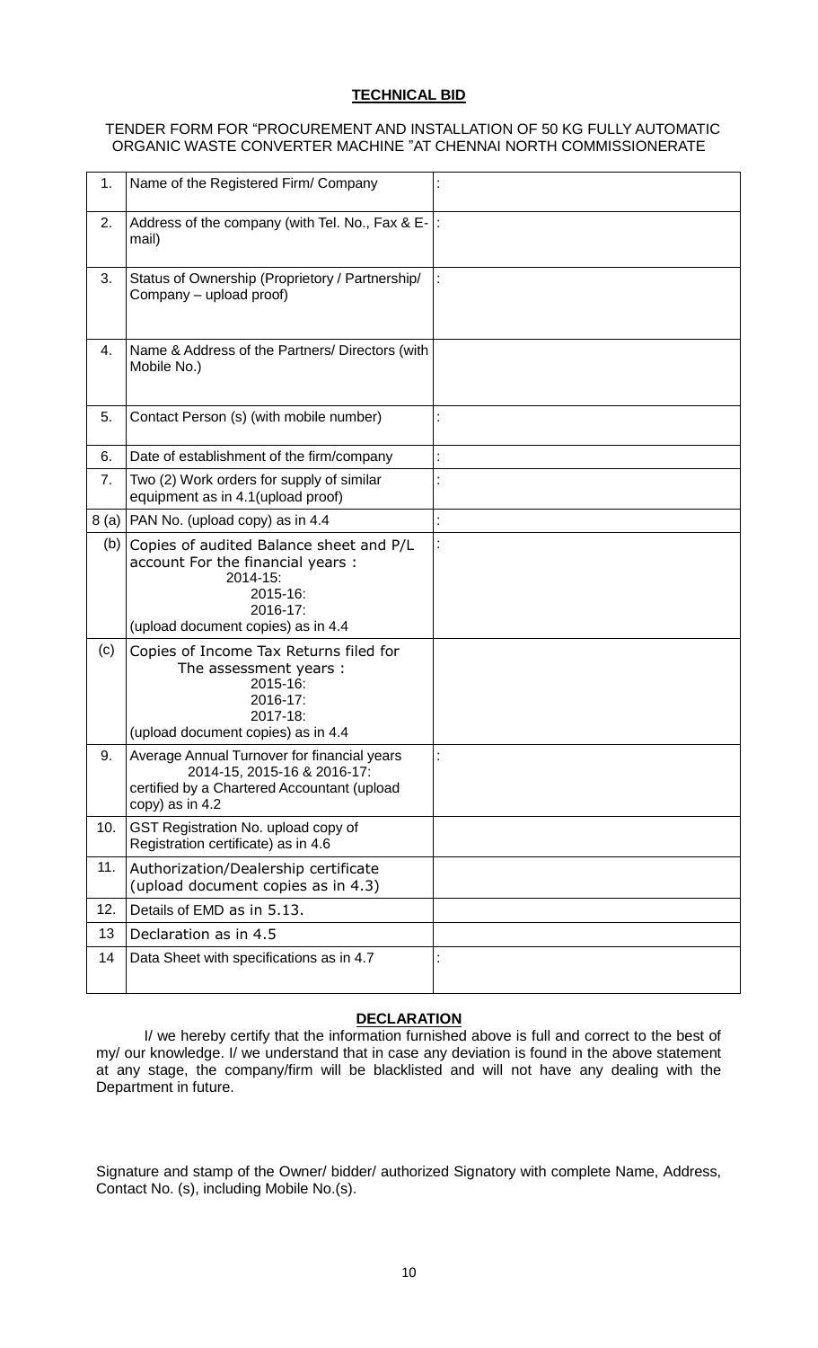**TECHNICAL BID**

TENDER FORM FOR "PROCUREMENT AND INSTALLATION OF 50 KG FULLY AUTOMATIC ORGANIC WASTE CONVERTER MACHINE "AT CHENNAI NORTH COMMISSIONERATE

| | | |
|---|---|---|
| 1. | Name of the Registered Firm/ Company | : |
| 2. | Address of the company (with Tel. No., Fax & E-mail) | : |
| 3. | Status of Ownership (Proprietory / Partnership/ Company – upload proof) | : |
| 4. | Name & Address of the Partners/ Directors (with Mobile No.) | |
| 5. | Contact Person (s) (with mobile number) | : |
| 6. | Date of establishment of the firm/company | : |
| 7. | Two (2) Work orders for supply of similar equipment as in 4.1(upload proof) | : |
| 8 (a) | PAN No. (upload copy) as in 4.4 | : |
| (b) | Copies of audited Balance sheet and P/L account For the financial years : 2014-15: 2015-16: 2016-17: (upload document copies) as in 4.4 | : |
| (c) | Copies of Income Tax Returns filed for The assessment years : 2015-16: 2016-17: 2017-18: (upload document copies) as in 4.4 | |
| 9. | Average Annual Turnover for financial years 2014-15, 2015-16 & 2016-17: certified by a Chartered Accountant (upload copy) as in 4.2 | : |
| 10. | GST Registration No. upload copy of Registration certificate) as in 4.6 | |
| 11. | Authorization/Dealership certificate (upload document copies as in 4.3) | |
| 12. | Details of EMD as in 5.13. | |
| 13 | Declaration as in 4.5 | |
| 14 | Data Sheet with specifications as in 4.7 | : |

**DECLARATION**

I/ we hereby certify that the information furnished above is full and correct to the best of my/ our knowledge. I/ we understand that in case any deviation is found in the above statement at any stage, the company/firm will be blacklisted and will not have any dealing with the Department in future.

Signature and stamp of the Owner/ bidder/ authorized Signatory with complete Name, Address, Contact No. (s), including Mobile No.(s).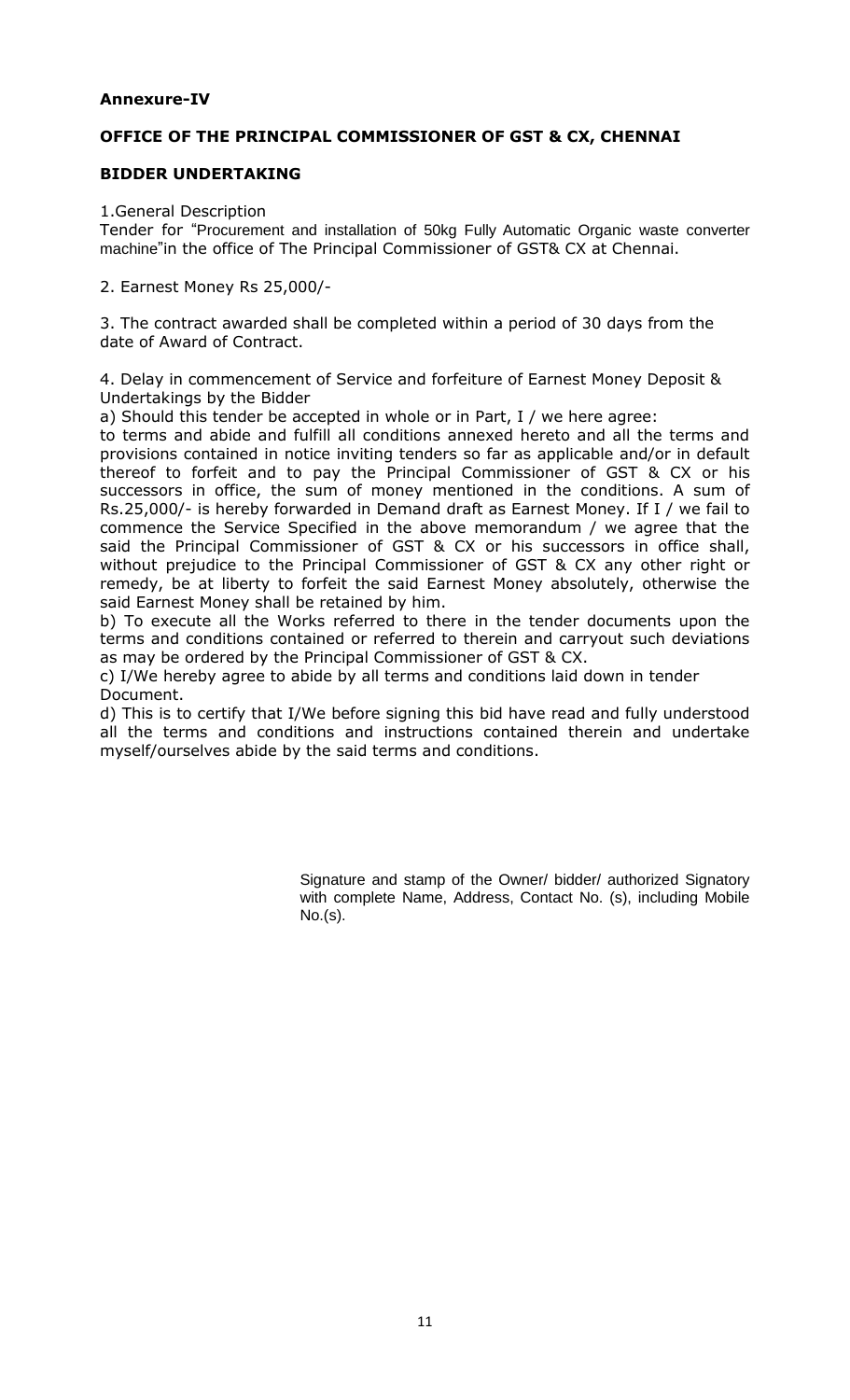**Annexure-IV**

**OFFICE OF THE PRINCIPAL COMMISSIONER OF GST & CX, CHENNAI**

**BIDDER UNDERTAKING**

1.General Description

Tender for "Procurement and installation of 50kg Fully Automatic Organic waste converter machine"in the office of The Principal Commissioner of GST& CX at Chennai.

2. Earnest Money Rs 25,000/-

3. The contract awarded shall be completed within a period of 30 days from the date of Award of Contract.

4. Delay in commencement of Service and forfeiture of Earnest Money Deposit & Undertakings by the Bidder

a) Should this tender be accepted in whole or in Part, I / we here agree:

to terms and abide and fulfill all conditions annexed hereto and all the terms and provisions contained in notice inviting tenders so far as applicable and/or in default thereof to forfeit and to pay the Principal Commissioner of GST & CX or his successors in office, the sum of money mentioned in the conditions. A sum of Rs.25,000/- is hereby forwarded in Demand draft as Earnest Money. If I / we fail to commence the Service Specified in the above memorandum / we agree that the said the Principal Commissioner of GST & CX or his successors in office shall, without prejudice to the Principal Commissioner of GST & CX any other right or remedy, be at liberty to forfeit the said Earnest Money absolutely, otherwise the said Earnest Money shall be retained by him.

b) To execute all the Works referred to there in the tender documents upon the terms and conditions contained or referred to therein and carryout such deviations as may be ordered by the Principal Commissioner of GST & CX.

c) I/We hereby agree to abide by all terms and conditions laid down in tender Document.

d) This is to certify that I/We before signing this bid have read and fully understood all the terms and conditions and instructions contained therein and undertake myself/ourselves abide by the said terms and conditions.

Signature and stamp of the Owner/ bidder/ authorized Signatory with complete Name, Address, Contact No. (s), including Mobile No.(s).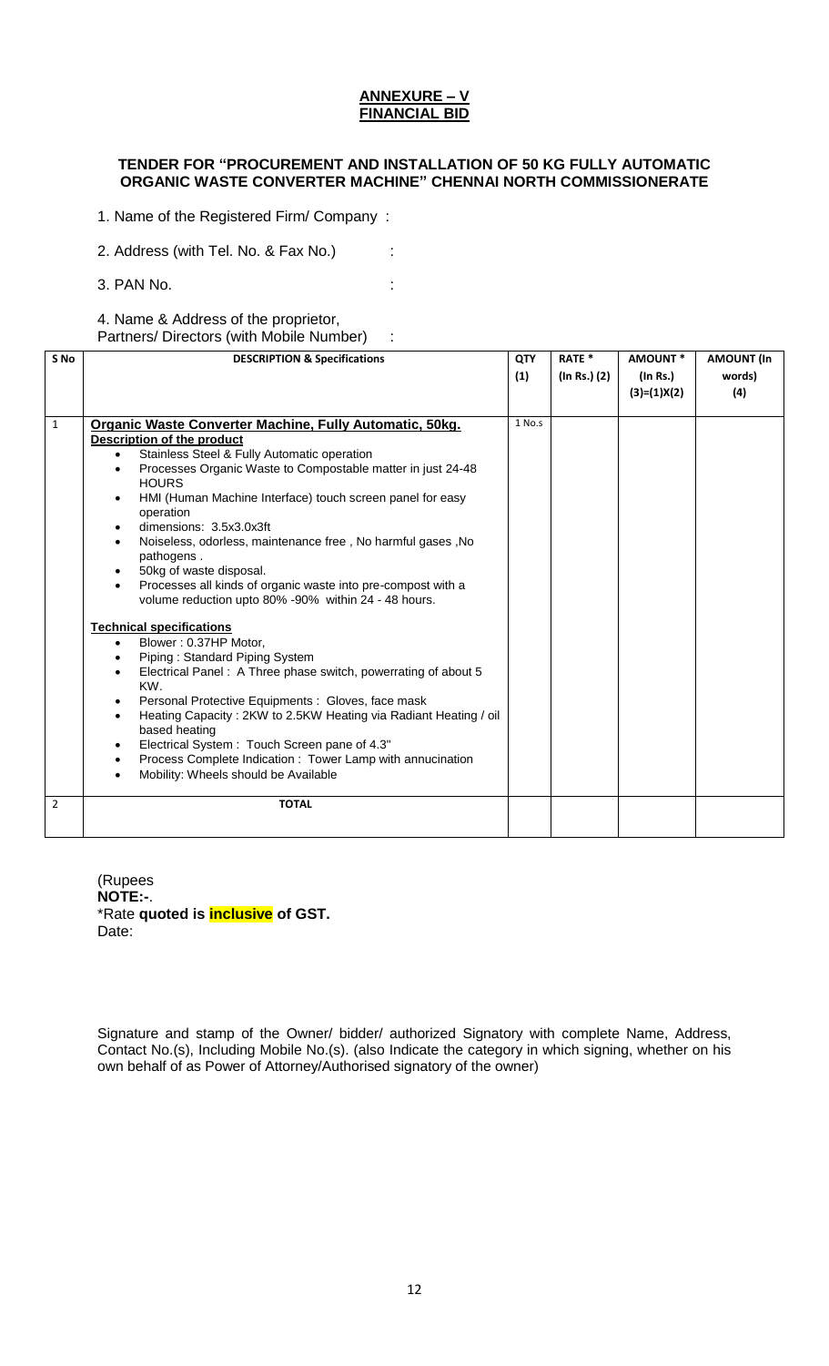## ANNEXURE – V
## FINANCIAL BID

### TENDER FOR "PROCUREMENT AND INSTALLATION OF 50 KG FULLY AUTOMATIC ORGANIC WASTE CONVERTER MACHINE" CHENNAI NORTH COMMISSIONERATE

1. Name of the Registered Firm/ Company :
2. Address (with Tel. No. & Fax No.) :
3. PAN No. :
4. Name & Address of the proprietor, Partners/ Directors (with Mobile Number) :

| S No | DESCRIPTION & Specifications | QTY (1) | RATE * (In Rs.) (2) | AMOUNT * (In Rs.) (3)=(1)X(2) | AMOUNT (In words) (4) |
|---|---|---|---|---|---|
| 1 | **Organic Waste Converter Machine, Fully Automatic, 50kg.**<br>**Description of the product**<br>• Stainless Steel & Fully Automatic operation<br>• Processes Organic Waste to Compostable matter in just 24-48 HOURS<br>• HMI (Human Machine Interface) touch screen panel for easy operation<br>• dimensions: 3.5x3.0x3ft<br>• Noiseless, odorless, maintenance free , No harmful gases ,No pathogens .<br>• 50kg of waste disposal.<br>• Processes all kinds of organic waste into pre-compost with a volume reduction upto 80% -90% within 24 - 48 hours.<br><br>**Technical specifications**<br>• Blower : 0.37HP Motor,<br>• Piping : Standard Piping System<br>• Electrical Panel : A Three phase switch, powerrating of about 5 KW.<br>• Personal Protective Equipments : Gloves, face mask<br>• Heating Capacity : 2KW to 2.5KW Heating via Radiant Heating / oil based heating<br>• Electrical System : Touch Screen pane of 4.3"<br>• Process Complete Indication : Tower Lamp with annucination<br>• Mobility: Wheels should be Available | 1 No.s | | | |
| 2 | **TOTAL** | | | | |

(Rupees

**NOTE:-**.

*Rate **quoted is inclusive of GST.**

Date:

Signature and stamp of the Owner/ bidder/ authorized Signatory with complete Name, Address, Contact No.(s), Including Mobile No.(s). (also Indicate the category in which signing, whether on his own behalf of as Power of Attorney/Authorised signatory of the owner)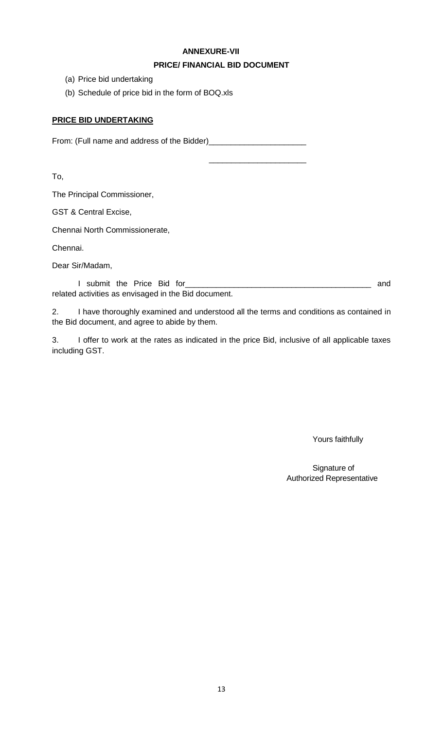**ANNEXURE-VII**

**PRICE/ FINANCIAL BID DOCUMENT**

(a) Price bid undertaking

(b) Schedule of price bid in the form of BOQ.xls

**PRICE BID UNDERTAKING**

From: (Full name and address of the Bidder)______________________

______________________

To,

The Principal Commissioner,

GST & Central Excise,

Chennai North Commissionerate,

Chennai.

Dear Sir/Madam,

I submit the Price Bid for__________________________________________ and related activities as envisaged in the Bid document.

2. I have thoroughly examined and understood all the terms and conditions as contained in the Bid document, and agree to abide by them.

3. I offer to work at the rates as indicated in the price Bid, inclusive of all applicable taxes including GST.

Yours faithfully

Signature of
Authorized Representative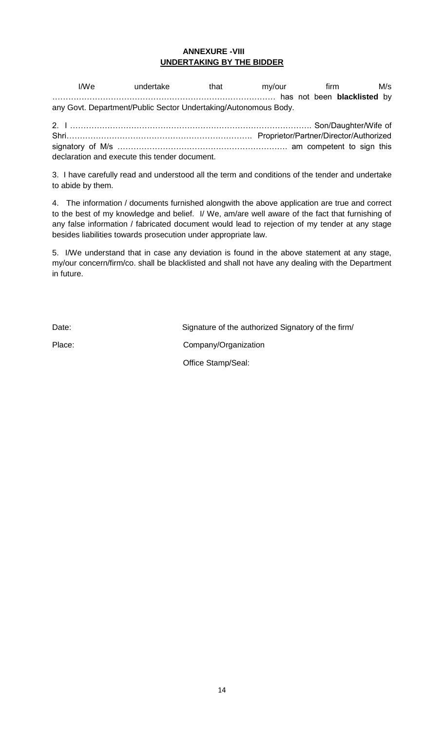**ANNEXURE -VIII**

**UNDERTAKING BY THE BIDDER**

I/We undertake that my/our firm M/s ………………………………………………………………………… has not been **blacklisted** by any Govt. Department/Public Sector Undertaking/Autonomous Body.

2. I ……………………………………………………………………………. Son/Daughter/Wife of Shri……………………………………………………………. Proprietor/Partner/Director/Authorized signatory of M/s ………………………………………………………. am competent to sign this declaration and execute this tender document.

3. I have carefully read and understood all the term and conditions of the tender and undertake to abide by them.

4. The information / documents furnished alongwith the above application are true and correct to the best of my knowledge and belief. I/ We, am/are well aware of the fact that furnishing of any false information / fabricated document would lead to rejection of my tender at any stage besides liabilities towards prosecution under appropriate law.

5. I/We understand that in case any deviation is found in the above statement at any stage, my/our concern/firm/co. shall be blacklisted and shall not have any dealing with the Department in future.

Date: Signature of the authorized Signatory of the firm/

Place: Company/Organization

Office Stamp/Seal: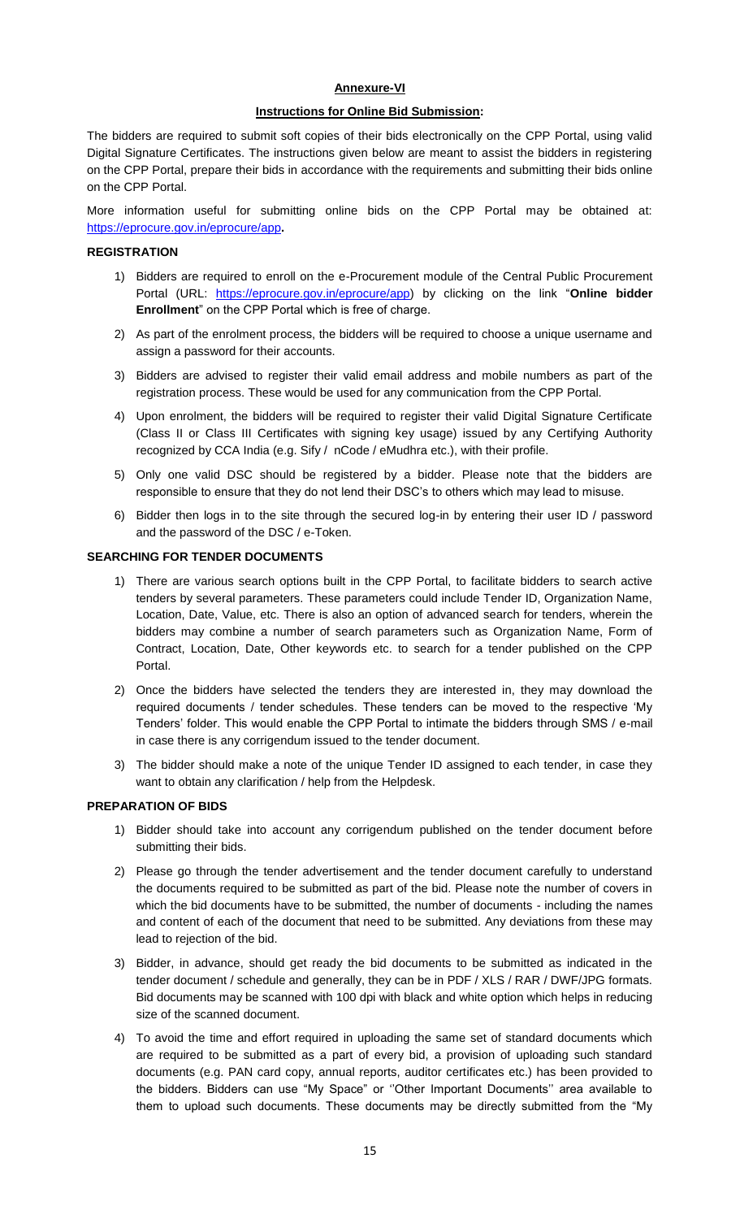**Annexure-VI**

**Instructions for Online Bid Submission:**

The bidders are required to submit soft copies of their bids electronically on the CPP Portal, using valid Digital Signature Certificates. The instructions given below are meant to assist the bidders in registering on the CPP Portal, prepare their bids in accordance with the requirements and submitting their bids online on the CPP Portal.

More information useful for submitting online bids on the CPP Portal may be obtained at: https://eprocure.gov.in/eprocure/app**.**

**REGISTRATION**

1) Bidders are required to enroll on the e-Procurement module of the Central Public Procurement Portal (URL: https://eprocure.gov.in/eprocure/app) by clicking on the link "**Online bidder Enrollment**" on the CPP Portal which is free of charge.
2) As part of the enrolment process, the bidders will be required to choose a unique username and assign a password for their accounts.
3) Bidders are advised to register their valid email address and mobile numbers as part of the registration process. These would be used for any communication from the CPP Portal.
4) Upon enrolment, the bidders will be required to register their valid Digital Signature Certificate (Class II or Class III Certificates with signing key usage) issued by any Certifying Authority recognized by CCA India (e.g. Sify / nCode / eMudhra etc.), with their profile.
5) Only one valid DSC should be registered by a bidder. Please note that the bidders are responsible to ensure that they do not lend their DSC's to others which may lead to misuse.
6) Bidder then logs in to the site through the secured log-in by entering their user ID / password and the password of the DSC / e-Token.

**SEARCHING FOR TENDER DOCUMENTS**

1) There are various search options built in the CPP Portal, to facilitate bidders to search active tenders by several parameters. These parameters could include Tender ID, Organization Name, Location, Date, Value, etc. There is also an option of advanced search for tenders, wherein the bidders may combine a number of search parameters such as Organization Name, Form of Contract, Location, Date, Other keywords etc. to search for a tender published on the CPP Portal.
2) Once the bidders have selected the tenders they are interested in, they may download the required documents / tender schedules. These tenders can be moved to the respective 'My Tenders' folder. This would enable the CPP Portal to intimate the bidders through SMS / e-mail in case there is any corrigendum issued to the tender document.
3) The bidder should make a note of the unique Tender ID assigned to each tender, in case they want to obtain any clarification / help from the Helpdesk.

**PREPARATION OF BIDS**

1) Bidder should take into account any corrigendum published on the tender document before submitting their bids.
2) Please go through the tender advertisement and the tender document carefully to understand the documents required to be submitted as part of the bid. Please note the number of covers in which the bid documents have to be submitted, the number of documents - including the names and content of each of the document that need to be submitted. Any deviations from these may lead to rejection of the bid.
3) Bidder, in advance, should get ready the bid documents to be submitted as indicated in the tender document / schedule and generally, they can be in PDF / XLS / RAR / DWF/JPG formats. Bid documents may be scanned with 100 dpi with black and white option which helps in reducing size of the scanned document.
4) To avoid the time and effort required in uploading the same set of standard documents which are required to be submitted as a part of every bid, a provision of uploading such standard documents (e.g. PAN card copy, annual reports, auditor certificates etc.) has been provided to the bidders. Bidders can use "My Space" or ''Other Important Documents'' area available to them to upload such documents. These documents may be directly submitted from the "My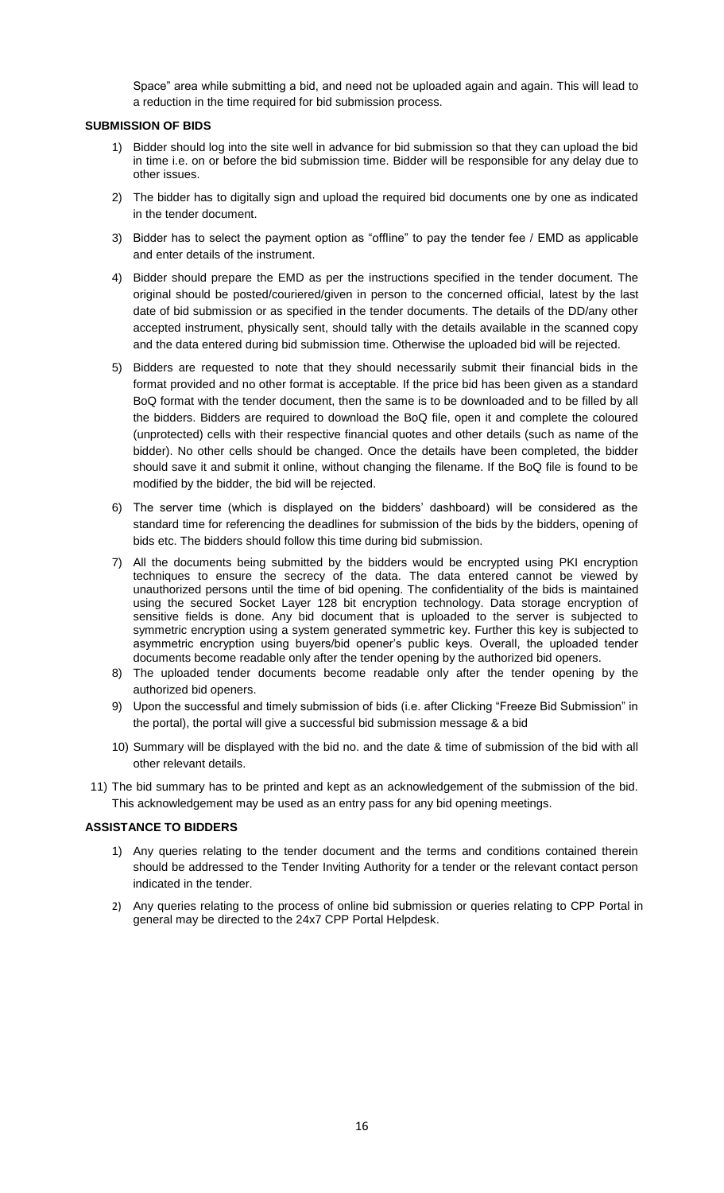Space" area while submitting a bid, and need not be uploaded again and again. This will lead to a reduction in the time required for bid submission process.

**SUBMISSION OF BIDS**

1) Bidder should log into the site well in advance for bid submission so that they can upload the bid in time i.e. on or before the bid submission time. Bidder will be responsible for any delay due to other issues.
2) The bidder has to digitally sign and upload the required bid documents one by one as indicated in the tender document.
3) Bidder has to select the payment option as "offline" to pay the tender fee / EMD as applicable and enter details of the instrument.
4) Bidder should prepare the EMD as per the instructions specified in the tender document. The original should be posted/couriered/given in person to the concerned official, latest by the last date of bid submission or as specified in the tender documents. The details of the DD/any other accepted instrument, physically sent, should tally with the details available in the scanned copy and the data entered during bid submission time. Otherwise the uploaded bid will be rejected.
5) Bidders are requested to note that they should necessarily submit their financial bids in the format provided and no other format is acceptable. If the price bid has been given as a standard BoQ format with the tender document, then the same is to be downloaded and to be filled by all the bidders. Bidders are required to download the BoQ file, open it and complete the coloured (unprotected) cells with their respective financial quotes and other details (such as name of the bidder). No other cells should be changed. Once the details have been completed, the bidder should save it and submit it online, without changing the filename. If the BoQ file is found to be modified by the bidder, the bid will be rejected.
6) The server time (which is displayed on the bidders' dashboard) will be considered as the standard time for referencing the deadlines for submission of the bids by the bidders, opening of bids etc. The bidders should follow this time during bid submission.
7) All the documents being submitted by the bidders would be encrypted using PKI encryption techniques to ensure the secrecy of the data. The data entered cannot be viewed by unauthorized persons until the time of bid opening. The confidentiality of the bids is maintained using the secured Socket Layer 128 bit encryption technology. Data storage encryption of sensitive fields is done. Any bid document that is uploaded to the server is subjected to symmetric encryption using a system generated symmetric key. Further this key is subjected to asymmetric encryption using buyers/bid opener's public keys. Overall, the uploaded tender documents become readable only after the tender opening by the authorized bid openers.
8) The uploaded tender documents become readable only after the tender opening by the authorized bid openers.
9) Upon the successful and timely submission of bids (i.e. after Clicking "Freeze Bid Submission" in the portal), the portal will give a successful bid submission message & a bid
10) Summary will be displayed with the bid no. and the date & time of submission of the bid with all other relevant details.
11) The bid summary has to be printed and kept as an acknowledgement of the submission of the bid. This acknowledgement may be used as an entry pass for any bid opening meetings.

**ASSISTANCE TO BIDDERS**

1) Any queries relating to the tender document and the terms and conditions contained therein should be addressed to the Tender Inviting Authority for a tender or the relevant contact person indicated in the tender.
2) Any queries relating to the process of online bid submission or queries relating to CPP Portal in general may be directed to the 24x7 CPP Portal Helpdesk.